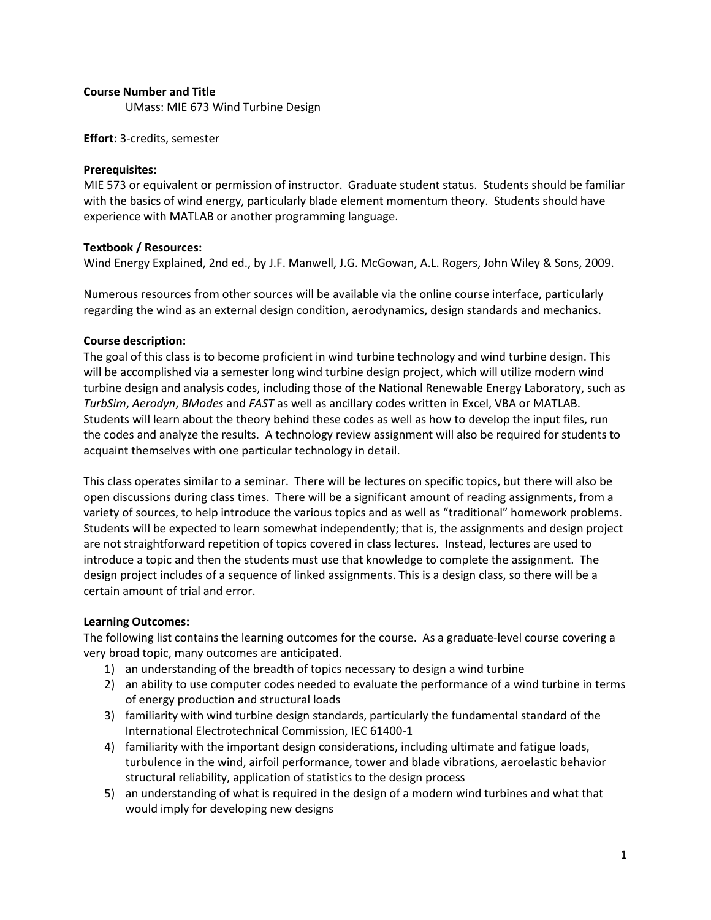**Course Number and Title**

UMass: MIE 673 Wind Turbine Design

**Effort**: 3-credits, semester

**Prerequisites:**

MIE 573 or equivalent or permission of instructor. Graduate student status. Students should be familiar with the basics of wind energy, particularly blade element momentum theory. Students should have experience with MATLAB or another programming language.

**Textbook / Resources:**

Wind Energy Explained, 2nd ed., by J.F. Manwell, J.G. McGowan, A.L. Rogers, John Wiley & Sons, 2009.

Numerous resources from other sources will be available via the online course interface, particularly regarding the wind as an external design condition, aerodynamics, design standards and mechanics.

**Course description:**

The goal of this class is to become proficient in wind turbine technology and wind turbine design. This will be accomplished via a semester long wind turbine design project, which will utilize modern wind turbine design and analysis codes, including those of the National Renewable Energy Laboratory, such as *TurbSim*, *Aerodyn*, *BModes* and *FAST* as well as ancillary codes written in Excel, VBA or MATLAB. Students will learn about the theory behind these codes as well as how to develop the input files, run the codes and analyze the results. A technology review assignment will also be required for students to acquaint themselves with one particular technology in detail.

This class operates similar to a seminar. There will be lectures on specific topics, but there will also be open discussions during class times. There will be a significant amount of reading assignments, from a variety of sources, to help introduce the various topics and as well as "traditional" homework problems. Students will be expected to learn somewhat independently; that is, the assignments and design project are not straightforward repetition of topics covered in class lectures. Instead, lectures are used to introduce a topic and then the students must use that knowledge to complete the assignment. The design project includes of a sequence of linked assignments. This is a design class, so there will be a certain amount of trial and error.

**Learning Outcomes:**

The following list contains the learning outcomes for the course. As a graduate-level course covering a very broad topic, many outcomes are anticipated.

1) an understanding of the breadth of topics necessary to design a wind turbine
2) an ability to use computer codes needed to evaluate the performance of a wind turbine in terms of energy production and structural loads
3) familiarity with wind turbine design standards, particularly the fundamental standard of the International Electrotechnical Commission, IEC 61400-1
4) familiarity with the important design considerations, including ultimate and fatigue loads, turbulence in the wind, airfoil performance, tower and blade vibrations, aeroelastic behavior structural reliability, application of statistics to the design process
5) an understanding of what is required in the design of a modern wind turbines and what that would imply for developing new designs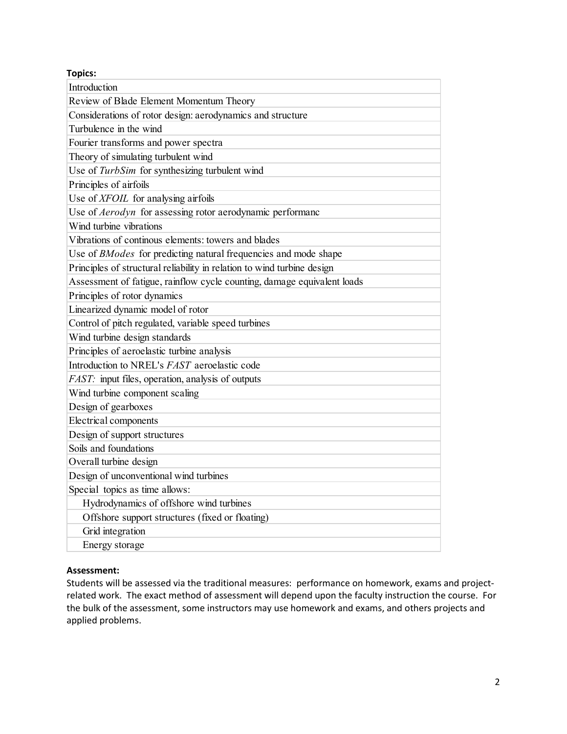**Topics:**

| |
|---|
| Introduction |
| Review of Blade Element Momentum Theory |
| Considerations of rotor design: aerodynamics and structure |
| Turbulence in the wind |
| Fourier transforms and power spectra |
| Theory of simulating turbulent wind |
| Use of *TurbSim* for synthesizing turbulent wind |
| Principles of airfoils |
| Use of *XFOIL* for analysing airfoils |
| Use of *Aerodyn* for assessing rotor aerodynamic performanc |
| Wind turbine vibrations |
| Vibrations of continous elements: towers and blades |
| Use of *BModes* for predicting natural frequencies and mode shape |
| Principles of structural reliability in relation to wind turbine design |
| Assessment of fatigue, rainflow cycle counting, damage equivalent loads |
| Principles of rotor dynamics |
| Linearized dynamic model of rotor |
| Control of pitch regulated, variable speed turbines |
| Wind turbine design standards |
| Principles of aeroelastic turbine analysis |
| Introduction to NREL's *FAST* aeroelastic code |
| *FAST:* input files, operation, analysis of outputs |
| Wind turbine component scaling |
| Design of gearboxes |
| Electrical components |
| Design of support structures |
| Soils and foundations |
| Overall turbine design |
| Design of unconventional wind turbines |
| Special topics as time allows: |
| Hydrodynamics of offshore wind turbines |
| Offshore support structures (fixed or floating) |
| Grid integration |
| Energy storage |

**Assessment:**

Students will be assessed via the traditional measures: performance on homework, exams and project-related work. The exact method of assessment will depend upon the faculty instruction the course. For the bulk of the assessment, some instructors may use homework and exams, and others projects and applied problems.